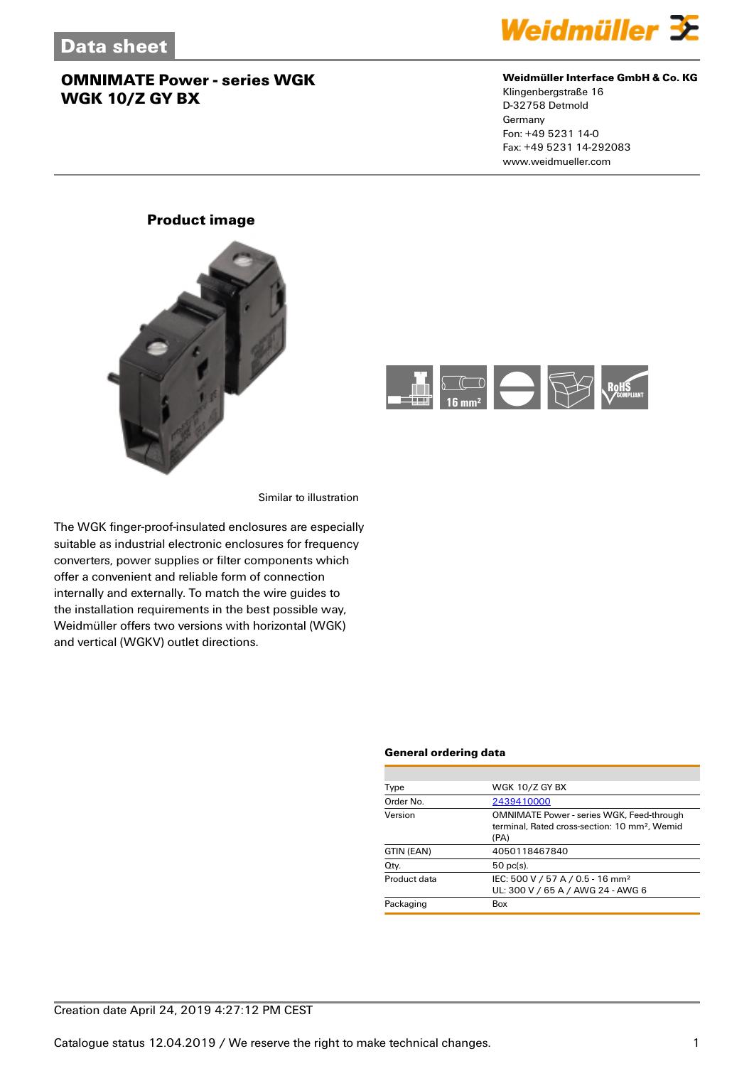# Data sheet

## OMNIMATE Power - series WGK
## WGK 10/Z GY BX

**Weidmüller Interface GmbH & Co. KG**
Klingenbergstraße 16
D-32758 Detmold
Germany
Fon: +49 5231 14-0
Fax: +49 5231 14-292083
www.weidmueller.com

### Product image

Similar to illustration

The WGK finger-proof-insulated enclosures are especially suitable as industrial electronic enclosures for frequency converters, power supplies or filter components which offer a convenient and reliable form of connection internally and externally. To match the wire guides to the installation requirements in the best possible way, Weidmüller offers two versions with horizontal (WGK) and vertical (WGKV) outlet directions.

### General ordering data

| | |
|---|---|
| Type | WGK 10/Z GY BX |
| Order No. | 2439410000 |
| Version | OMNIMATE Power - series WGK, Feed-through terminal, Rated cross-section: 10 mm², Wemid (PA) |
| GTIN (EAN) | 4050118467840 |
| Qty. | 50 pc(s). |
| Product data | IEC: 500 V / 57 A / 0.5 - 16 mm²<br>UL: 300 V / 65 A / AWG 24 - AWG 6 |
| Packaging | Box |

Creation date April 24, 2019 4:27:12 PM CEST

Catalogue status 12.04.2019 / We reserve the right to make technical changes.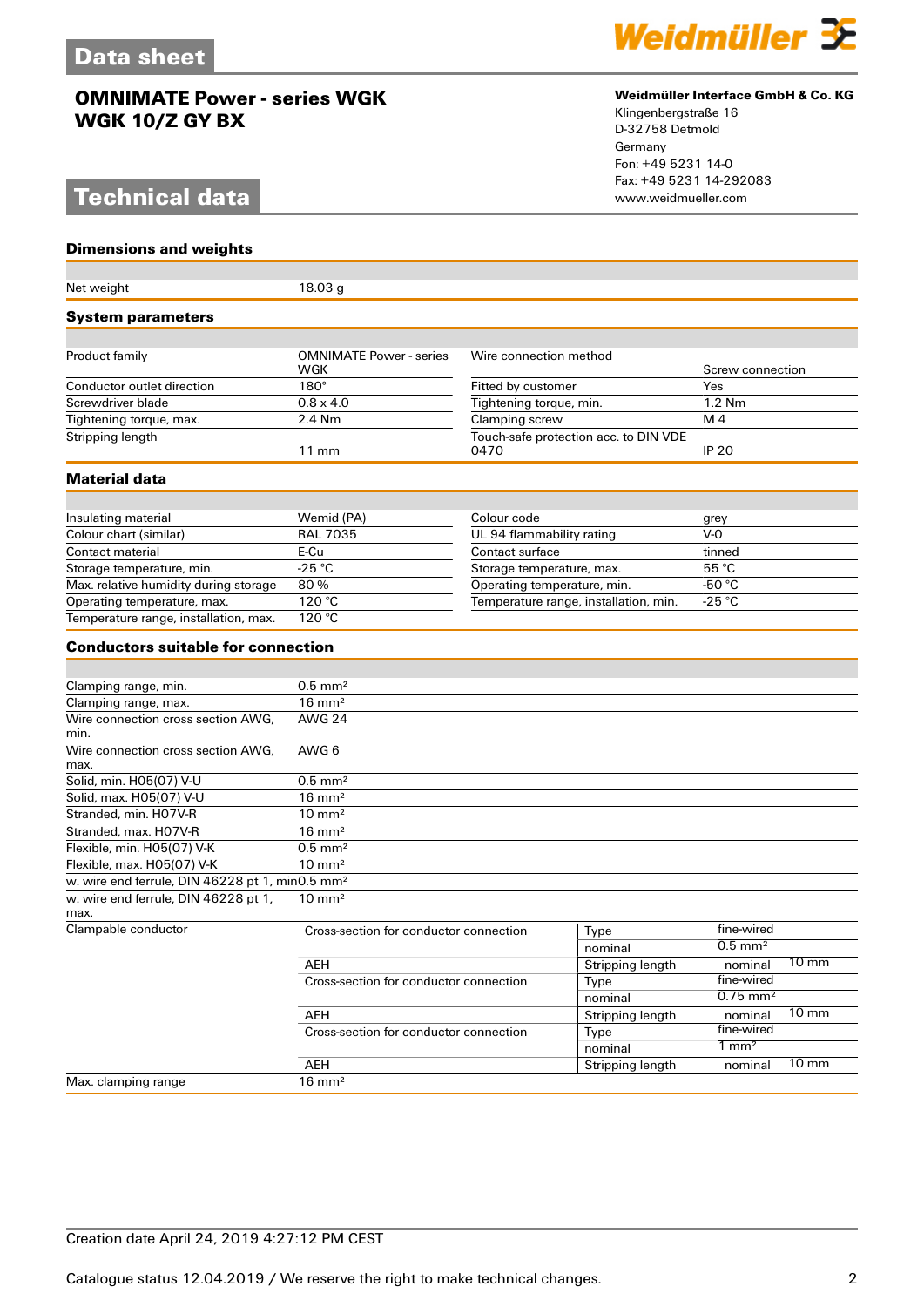# OMNIMATE Power - series WGK
## WGK 10/Z GY BX

**Weidmüller Interface GmbH & Co. KG**
Klingenbergstraße 16
D-32758 Detmold
Germany
Fon: +49 5231 14-0
Fax: +49 5231 14-292083
www.weidmueller.com

# Technical data

### Dimensions and weights

| | |
|---|---|
| Net weight | 18.03 g |

### System parameters

| | | | |
|---|---|---|---|
| Product family | OMNIMATE Power - series WGK | Wire connection method | Screw connection |
| Conductor outlet direction | 180° | Fitted by customer | Yes |
| Screwdriver blade | 0.8 x 4.0 | Tightening torque, min. | 1.2 Nm |
| Tightening torque, max. | 2.4 Nm | Clamping screw | M 4 |
| Stripping length | 11 mm | Touch-safe protection acc. to DIN VDE 0470 | IP 20 |

### Material data

| | | | |
|---|---|---|---|
| Insulating material | Wemid (PA) | Colour code | grey |
| Colour chart (similar) | RAL 7035 | UL 94 flammability rating | V-0 |
| Contact material | E-Cu | Contact surface | tinned |
| Storage temperature, min. | -25 °C | Storage temperature, max. | 55 °C |
| Max. relative humidity during storage | 80 % | Operating temperature, min. | -50 °C |
| Operating temperature, max. | 120 °C | Temperature range, installation, min. | -25 °C |
| Temperature range, installation, max. | 120 °C | | |

### Conductors suitable for connection

| | | | | |
|---|---|---|---|---|
| Clamping range, min. | 0.5 mm² | | | |
| Clamping range, max. | 16 mm² | | | |
| Wire connection cross section AWG, min. | AWG 24 | | | |
| Wire connection cross section AWG, max. | AWG 6 | | | |
| Solid, min. H05(07) V-U | 0.5 mm² | | | |
| Solid, max. H05(07) V-U | 16 mm² | | | |
| Stranded, min. H07V-R | 10 mm² | | | |
| Stranded, max. H07V-R | 16 mm² | | | |
| Flexible, min. H05(07) V-K | 0.5 mm² | | | |
| Flexible, max. H05(07) V-K | 10 mm² | | | |
| w. wire end ferrule, DIN 46228 pt 1, min | 0.5 mm² | | | |
| w. wire end ferrule, DIN 46228 pt 1, max. | 10 mm² | | | |
| Clampable conductor | Cross-section for conductor connection | Type | fine-wired | |
| | | nominal | 0.5 mm² | |
| | AEH | Stripping length | nominal | 10 mm |
| | Cross-section for conductor connection | Type | fine-wired | |
| | | nominal | 0.75 mm² | |
| | AEH | Stripping length | nominal | 10 mm |
| | Cross-section for conductor connection | Type | fine-wired | |
| | | nominal | 1 mm² | |
| | AEH | Stripping length | nominal | 10 mm |
| Max. clamping range | 16 mm² | | | |

Creation date April 24, 2019 4:27:12 PM CEST

Catalogue status 12.04.2019 / We reserve the right to make technical changes.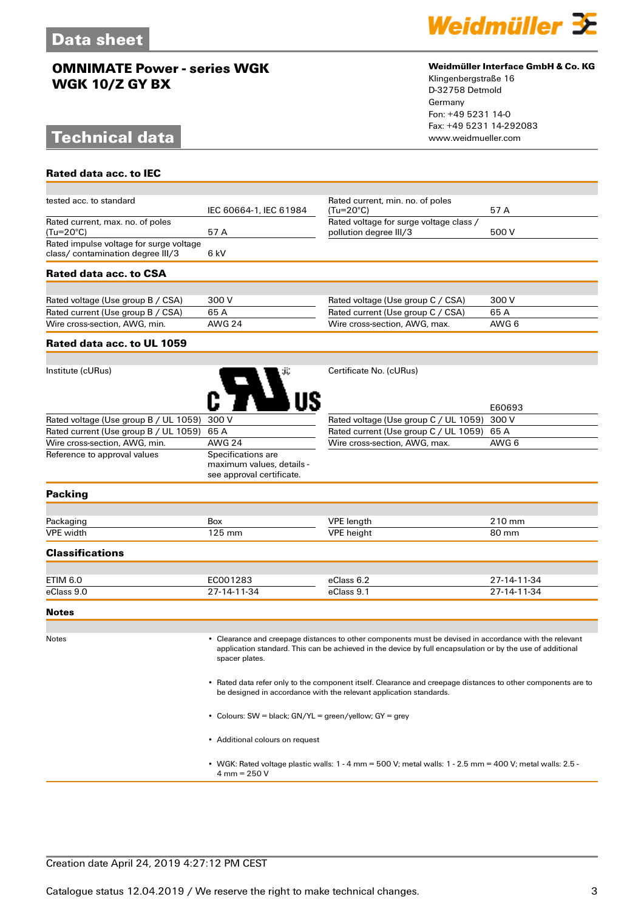# OMNIMATE Power - series WGK
## WGK 10/Z GY BX

**Weidmüller Interface GmbH & Co. KG**
Klingenbergstraße 16
D-32758 Detmold
Germany
Fon: +49 5231 14-0
Fax: +49 5231 14-292083
www.weidmueller.com

# Technical data

### Rated data acc. to IEC

| | | | |
|---|---|---|---|
| tested acc. to standard | IEC 60664-1, IEC 61984 | Rated current, min. no. of poles (Tu=20°C) | 57 A |
| Rated current, max. no. of poles (Tu=20°C) | 57 A | Rated voltage for surge voltage class / pollution degree III/3 | 500 V |
| Rated impulse voltage for surge voltage class/ contamination degree III/3 | 6 kV | | |

### Rated data acc. to CSA

| | | | |
|---|---|---|---|
| Rated voltage (Use group B / CSA) | 300 V | Rated voltage (Use group C / CSA) | 300 V |
| Rated current (Use group B / CSA) | 65 A | Rated current (Use group C / CSA) | 65 A |
| Wire cross-section, AWG, min. | AWG 24 | Wire cross-section, AWG, max. | AWG 6 |

### Rated data acc. to UL 1059

| | | | |
|---|---|---|---|
| Institute (cURus) | c RU us | Certificate No. (cURus) | E60693 |
| Rated voltage (Use group B / UL 1059) | 300 V | Rated voltage (Use group C / UL 1059) | 300 V |
| Rated current (Use group B / UL 1059) | 65 A | Rated current (Use group C / UL 1059) | 65 A |
| Wire cross-section, AWG, min. | AWG 24 | Wire cross-section, AWG, max. | AWG 6 |
| Reference to approval values | Specifications are maximum values, details - see approval certificate. | | |

### Packing

| | | | |
|---|---|---|---|
| Packaging | Box | VPE length | 210 mm |
| VPE width | 125 mm | VPE height | 80 mm |

### Classifications

| | | | |
|---|---|---|---|
| ETIM 6.0 | EC001283 | eClass 6.2 | 27-14-11-34 |
| eClass 9.0 | 27-14-11-34 | eClass 9.1 | 27-14-11-34 |

### Notes

Notes

- Clearance and creepage distances to other components must be devised in accordance with the relevant application standard. This can be achieved in the device by full encapsulation or by the use of additional spacer plates.
- Rated data refer only to the component itself. Clearance and creepage distances to other components are to be designed in accordance with the relevant application standards.
- Colours: SW = black; GN/YL = green/yellow; GY = grey
- Additional colours on request
- WGK: Rated voltage plastic walls: 1 - 4 mm = 500 V; metal walls: 1 - 2.5 mm = 400 V; metal walls: 2.5 - 4 mm = 250 V

Creation date April 24, 2019 4:27:12 PM CEST

Catalogue status 12.04.2019 / We reserve the right to make technical changes.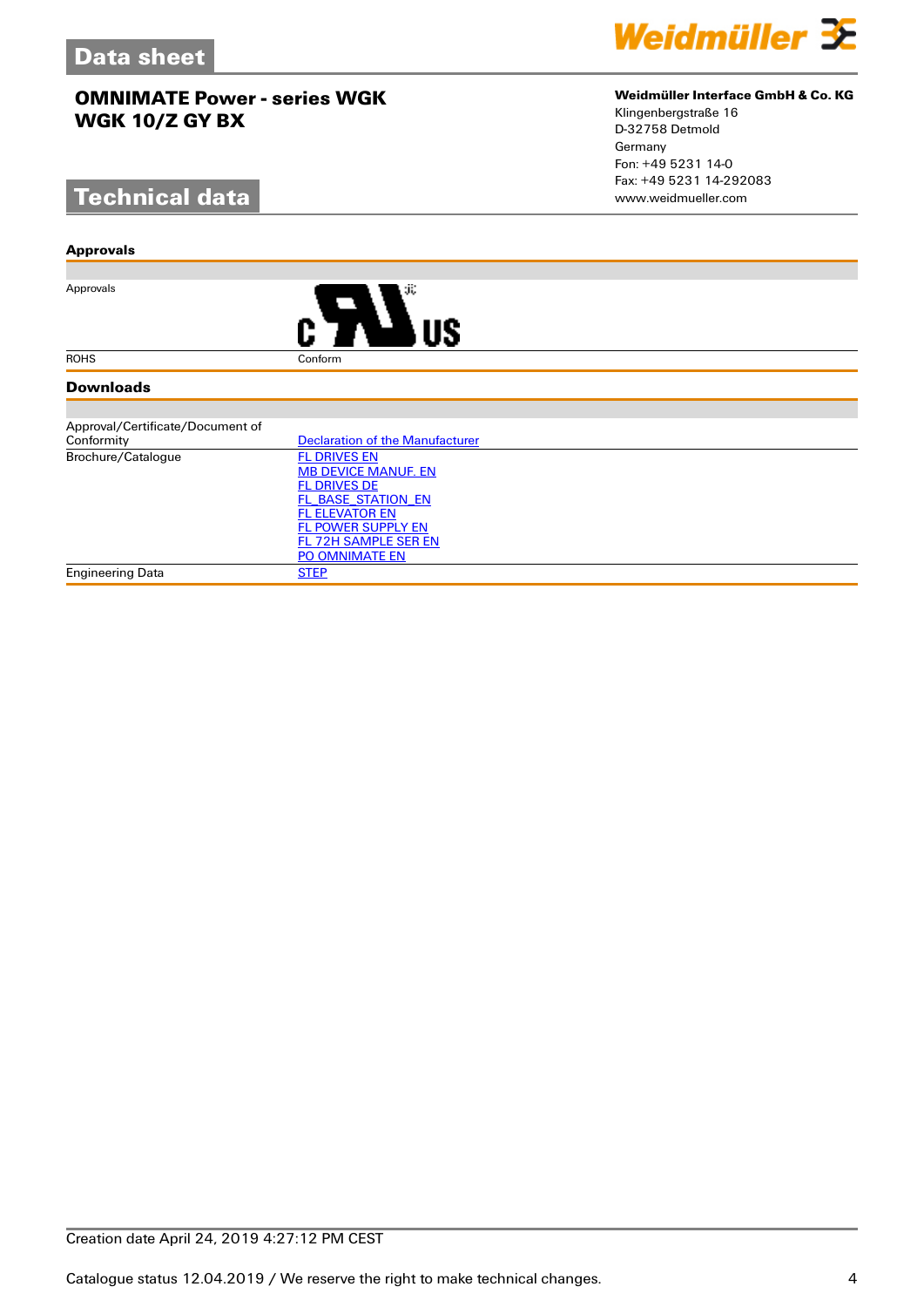# Data sheet

## OMNIMATE Power - series WGK
## WGK 10/Z GY BX

**Weidmüller Interface GmbH & Co. KG**
Klingenbergstraße 16
D-32758 Detmold
Germany
Fon: +49 5231 14-0
Fax: +49 5231 14-292083
www.weidmueller.com

# Technical data

### Approvals

| | |
|---|---|
| Approvals | c UL us |
| ROHS | Conform |

### Downloads

| | |
|---|---|
| Approval/Certificate/Document of Conformity | Declaration of the Manufacturer |
| Brochure/Catalogue | FL DRIVES EN<br>MB DEVICE MANUF. EN<br>FL DRIVES DE<br>FL_BASE_STATION_EN<br>FL ELEVATOR EN<br>FL POWER SUPPLY EN<br>FL 72H SAMPLE SER EN<br>PO OMNIMATE EN |
| Engineering Data | STEP |

Creation date April 24, 2019 4:27:12 PM CEST

Catalogue status 12.04.2019 / We reserve the right to make technical changes.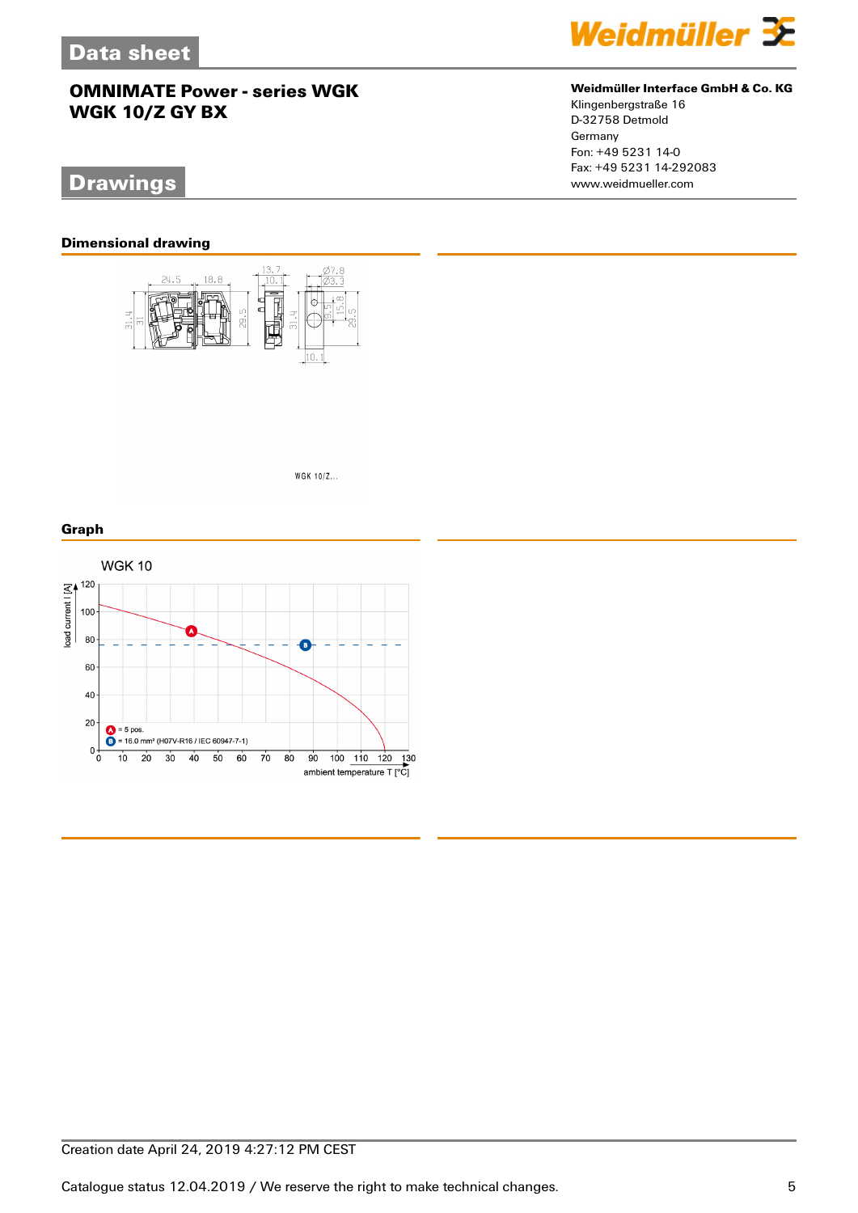# Data sheet

## OMNIMATE Power - series WGK
## WGK 10/Z GY BX

**Weidmüller Interface GmbH & Co. KG**
Klingenbergstraße 16
D-32758 Detmold
Germany
Fon: +49 5231 14-0
Fax: +49 5231 14-292083
www.weidmueller.com

# Drawings

### Dimensional drawing

24.5
18.8
13.7
10.1
Ø7.8
Ø3.3
31.4
31
29.5
31.4
9.5
15.8
29.5
10.1

WGK 10/Z...

### Graph

WGK 10

load current I [A]

120
100
80
60
40
20
0

0 10 20 30 40 50 60 70 80 90 100 110 120 130

ambient temperature T [°C]

A = 5 pos.
B = 16.0 mm² (H07V-R16 / IEC 60947-7-1)

Creation date April 24, 2019 4:27:12 PM CEST

Catalogue status 12.04.2019 / We reserve the right to make technical changes.